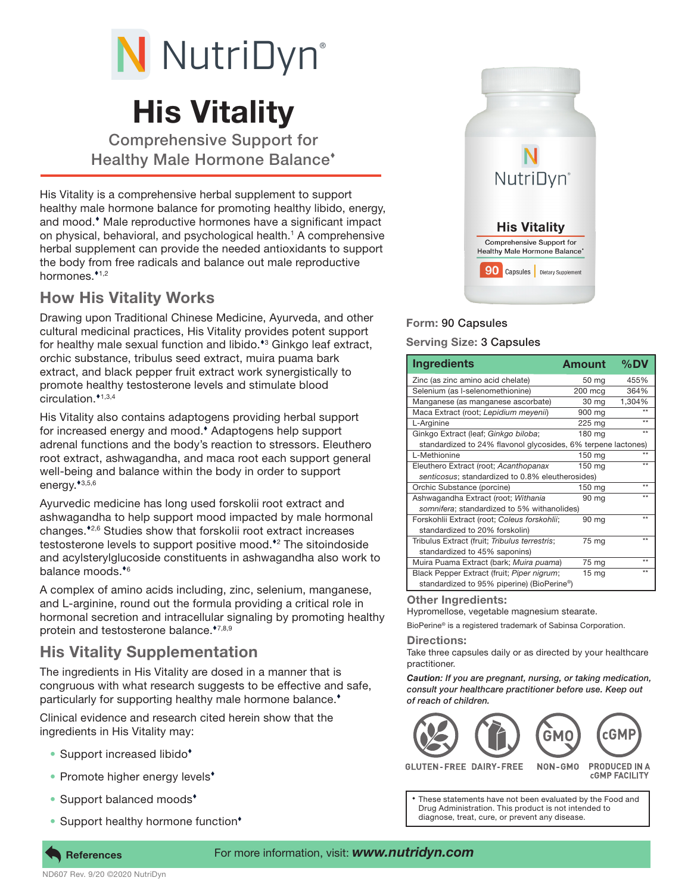# NutriDyn®

# His Vitality

## Comprehensive Support for Healthy Male Hormone Balance♦

His Vitality is a comprehensive herbal supplement to support healthy male hormone balance for promoting healthy libido, energy, and mood.♦ Male reproductive hormones have a significant impact on physical, behavioral, and psychological health.[1] A comprehensive herbal supplement can provide the needed antioxidants to support the body from free radicals and balance out male reproductive hormones.♦[1,2]

## How His Vitality Works

Drawing upon Traditional Chinese Medicine, Ayurveda, and other cultural medicinal practices, His Vitality provides potent support for healthy male sexual function and libido.♦[3] Ginkgo leaf extract, orchic substance, tribulus seed extract, muira puama bark extract, and black pepper fruit extract work synergistically to promote healthy testosterone levels and stimulate blood circulation.♦[1,3,4]

His Vitality also contains adaptogens providing herbal support for increased energy and mood.♦ Adaptogens help support adrenal functions and the body's reaction to stressors. Eleuthero root extract, ashwagandha, and maca root each support general well-being and balance within the body in order to support energy.♦[3,5,6]

Ayurvedic medicine has long used forskolii root extract and ashwagandha to help support mood impacted by male hormonal changes.♦[2,6] Studies show that forskolii root extract increases testosterone levels to support positive mood.♦[2] The sitoindoside and acylsterylglucoside constituents in ashwagandha also work to balance moods.♦[6]

A complex of amino acids including, zinc, selenium, manganese, and L-arginine, round out the formula providing a critical role in hormonal secretion and intracellular signaling by promoting healthy protein and testosterone balance.♦[7,8,9]

## His Vitality Supplementation

The ingredients in His Vitality are dosed in a manner that is congruous with what research suggests to be effective and safe, particularly for supporting healthy male hormone balance.♦

Clinical evidence and research cited herein show that the ingredients in His Vitality may:

- Support increased libido♦
- Promote higher energy levels♦
- Support balanced moods♦
- Support healthy hormone function♦

**Form:** 90 Capsules

**Serving Size:** 3 Capsules

| Ingredients | Amount | %DV |
|---|---|---|
| Zinc (as zinc amino acid chelate) | 50 mg | 455% |
| Selenium (as l-selenomethionine) | 200 mcg | 364% |
| Manganese (as manganese ascorbate) | 30 mg | 1,304% |
| Maca Extract (root; *Lepidium meyenii*) | 900 mg | ** |
| L-Arginine | 225 mg | ** |
| Ginkgo Extract (leaf; *Ginkgo biloba*; standardized to 24% flavonol glycosides, 6% terpene lactones) | 180 mg | ** |
| L-Methionine | 150 mg | ** |
| Eleuthero Extract (root; *Acanthopanax senticosus*; standardized to 0.8% eleutherosides) | 150 mg | ** |
| Orchic Substance (porcine) | 150 mg | ** |
| Ashwagandha Extract (root; *Withania somnifera*; standardized to 5% withanolides) | 90 mg | ** |
| Forskohlii Extract (root; *Coleus forskohlii*; standardized to 20% forskolin) | 90 mg | ** |
| Tribulus Extract (fruit; *Tribulus terrestris*; standardized to 45% saponins) | 75 mg | ** |
| Muira Puama Extract (bark; *Muira puama*) | 75 mg | ** |
| Black Pepper Extract (fruit; *Piper nigrum*; standardized to 95% piperine) (BioPerine®) | 15 mg | ** |

**Other Ingredients:**
Hypromellose, vegetable magnesium stearate.

BioPerine® is a registered trademark of Sabinsa Corporation.

**Directions:**
Take three capsules daily or as directed by your healthcare practitioner.

***Caution:** If you are pregnant, nursing, or taking medication, consult your healthcare practitioner before use. Keep out of reach of children.*

GLUTEN-FREE DAIRY-FREE NON-GMO PRODUCED IN A cGMP FACILITY

♦ These statements have not been evaluated by the Food and Drug Administration. This product is not intended to diagnose, treat, cure, or prevent any disease.

**References**

For more information, visit: ***www.nutridyn.com***

ND607 Rev. 9/20 ©2020 NutriDyn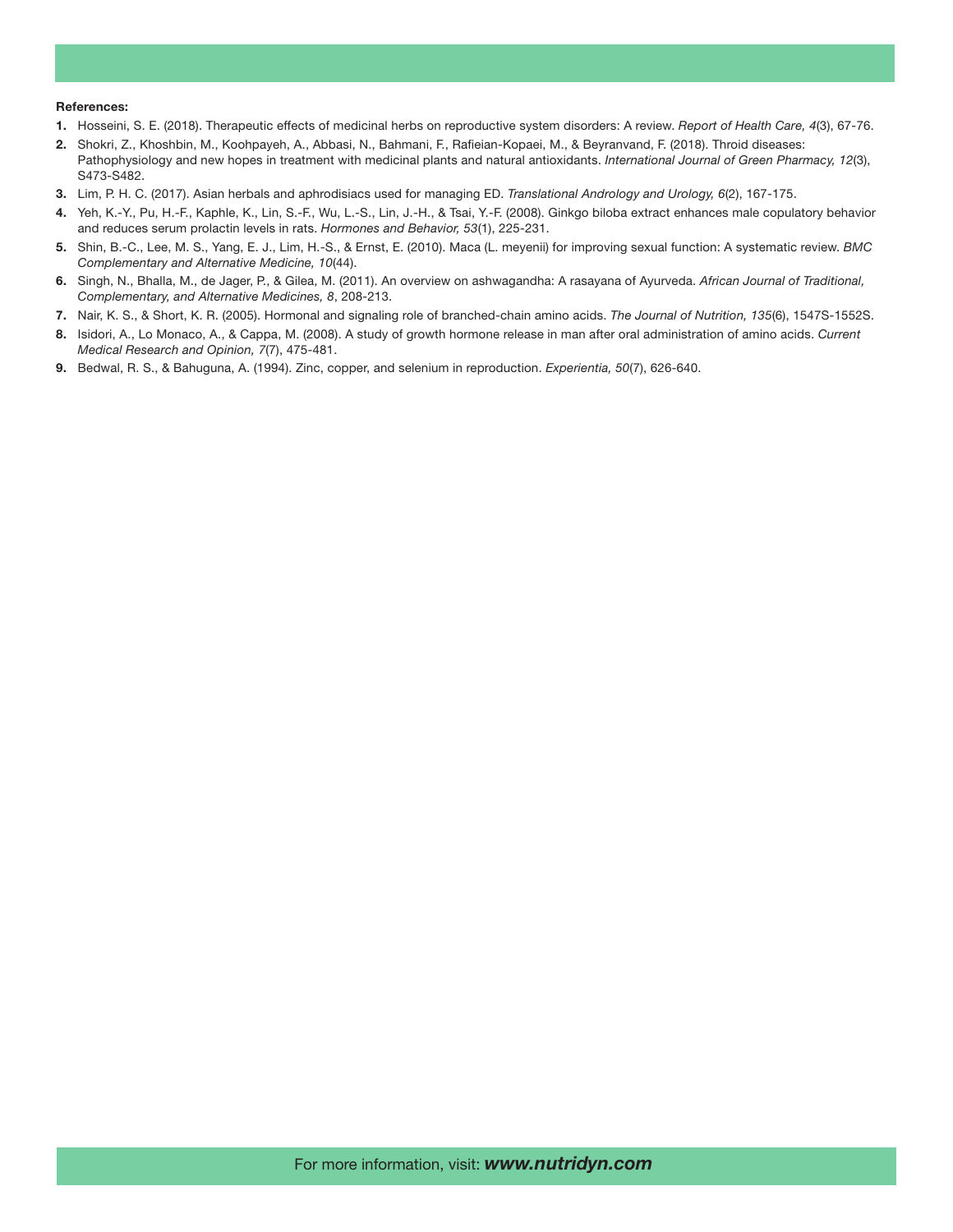**References:**

1. Hosseini, S. E. (2018). Therapeutic effects of medicinal herbs on reproductive system disorders: A review. *Report of Health Care, 4*(3), 67-76.
2. Shokri, Z., Khoshbin, M., Koohpayeh, A., Abbasi, N., Bahmani, F., Rafieian-Kopaei, M., & Beyranvand, F. (2018). Throid diseases: Pathophysiology and new hopes in treatment with medicinal plants and natural antioxidants. *International Journal of Green Pharmacy, 12*(3), S473-S482.
3. Lim, P. H. C. (2017). Asian herbals and aphrodisiacs used for managing ED. *Translational Andrology and Urology, 6*(2), 167-175.
4. Yeh, K.-Y., Pu, H.-F., Kaphle, K., Lin, S.-F., Wu, L.-S., Lin, J.-H., & Tsai, Y.-F. (2008). Ginkgo biloba extract enhances male copulatory behavior and reduces serum prolactin levels in rats. *Hormones and Behavior, 53*(1), 225-231.
5. Shin, B.-C., Lee, M. S., Yang, E. J., Lim, H.-S., & Ernst, E. (2010). Maca (L. meyenii) for improving sexual function: A systematic review. *BMC Complementary and Alternative Medicine, 10*(44).
6. Singh, N., Bhalla, M., de Jager, P., & Gilea, M. (2011). An overview on ashwagandha: A rasayana of Ayurveda. *African Journal of Traditional, Complementary, and Alternative Medicines, 8*, 208-213.
7. Nair, K. S., & Short, K. R. (2005). Hormonal and signaling role of branched-chain amino acids. *The Journal of Nutrition, 135*(6), 1547S-1552S.
8. Isidori, A., Lo Monaco, A., & Cappa, M. (2008). A study of growth hormone release in man after oral administration of amino acids. *Current Medical Research and Opinion, 7*(7), 475-481.
9. Bedwal, R. S., & Bahuguna, A. (1994). Zinc, copper, and selenium in reproduction. *Experientia, 50*(7), 626-640.

For more information, visit: ***www.nutridyn.com***